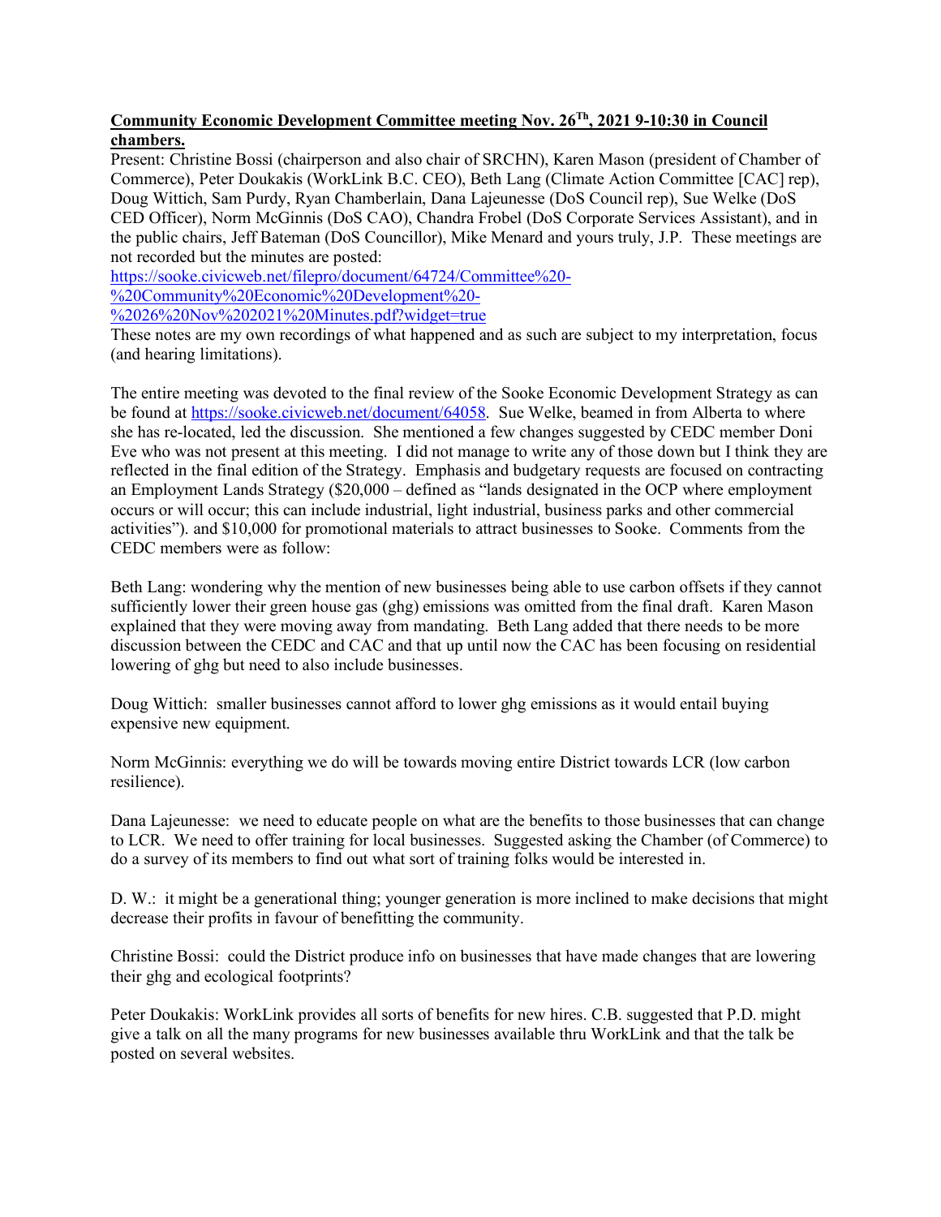**Community Economic Development Committee meeting Nov. 26Th, 2021 9-10:30 in Council chambers.**

Present: Christine Bossi (chairperson and also chair of SRCHN), Karen Mason (president of Chamber of Commerce), Peter Doukakis (WorkLink B.C. CEO), Beth Lang (Climate Action Committee [CAC] rep), Doug Wittich, Sam Purdy, Ryan Chamberlain, Dana Lajeunesse (DoS Council rep), Sue Welke (DoS CED Officer), Norm McGinnis (DoS CAO), Chandra Frobel (DoS Corporate Services Assistant), and in the public chairs, Jeff Bateman (DoS Councillor), Mike Menard and yours truly, J.P. These meetings are not recorded but the minutes are posted: https://sooke.civicweb.net/filepro/document/64724/Committee%20-%20Community%20Economic%20Development%20-%2026%20Nov%202021%20Minutes.pdf?widget=true

These notes are my own recordings of what happened and as such are subject to my interpretation, focus (and hearing limitations).

The entire meeting was devoted to the final review of the Sooke Economic Development Strategy as can be found at https://sooke.civicweb.net/document/64058. Sue Welke, beamed in from Alberta to where she has re-located, led the discussion. She mentioned a few changes suggested by CEDC member Doni Eve who was not present at this meeting. I did not manage to write any of those down but I think they are reflected in the final edition of the Strategy. Emphasis and budgetary requests are focused on contracting an Employment Lands Strategy ($20,000 – defined as "lands designated in the OCP where employment occurs or will occur; this can include industrial, light industrial, business parks and other commercial activities"). and $10,000 for promotional materials to attract businesses to Sooke. Comments from the CEDC members were as follow:

Beth Lang: wondering why the mention of new businesses being able to use carbon offsets if they cannot sufficiently lower their green house gas (ghg) emissions was omitted from the final draft. Karen Mason explained that they were moving away from mandating. Beth Lang added that there needs to be more discussion between the CEDC and CAC and that up until now the CAC has been focusing on residential lowering of ghg but need to also include businesses.

Doug Wittich: smaller businesses cannot afford to lower ghg emissions as it would entail buying expensive new equipment.

Norm McGinnis: everything we do will be towards moving entire District towards LCR (low carbon resilience).

Dana Lajeunesse: we need to educate people on what are the benefits to those businesses that can change to LCR. We need to offer training for local businesses. Suggested asking the Chamber (of Commerce) to do a survey of its members to find out what sort of training folks would be interested in.

D. W.: it might be a generational thing; younger generation is more inclined to make decisions that might decrease their profits in favour of benefitting the community.

Christine Bossi: could the District produce info on businesses that have made changes that are lowering their ghg and ecological footprints?

Peter Doukakis: WorkLink provides all sorts of benefits for new hires. C.B. suggested that P.D. might give a talk on all the many programs for new businesses available thru WorkLink and that the talk be posted on several websites.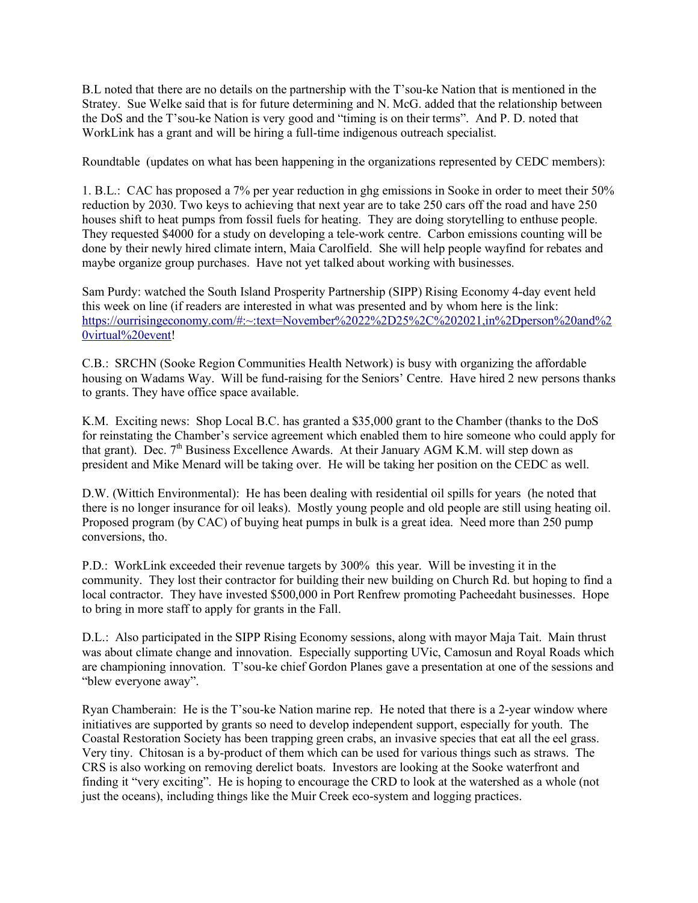B.L noted that there are no details on the partnership with the T'sou-ke Nation that is mentioned in the Stratey. Sue Welke said that is for future determining and N. McG. added that the relationship between the DoS and the T'sou-ke Nation is very good and "timing is on their terms". And P. D. noted that WorkLink has a grant and will be hiring a full-time indigenous outreach specialist.

Roundtable (updates on what has been happening in the organizations represented by CEDC members):

1. B.L.: CAC has proposed a 7% per year reduction in ghg emissions in Sooke in order to meet their 50% reduction by 2030. Two keys to achieving that next year are to take 250 cars off the road and have 250 houses shift to heat pumps from fossil fuels for heating. They are doing storytelling to enthuse people. They requested $4000 for a study on developing a tele-work centre. Carbon emissions counting will be done by their newly hired climate intern, Maia Carolfield. She will help people wayfind for rebates and maybe organize group purchases. Have not yet talked about working with businesses.

Sam Purdy: watched the South Island Prosperity Partnership (SIPP) Rising Economy 4-day event held this week on line (if readers are interested in what was presented and by whom here is the link: https://ourrisingeconomy.com/#:~:text=November%2022%2D25%2C%202021,in%2Dperson%20and%20virtual%20event!

C.B.: SRCHN (Sooke Region Communities Health Network) is busy with organizing the affordable housing on Wadams Way. Will be fund-raising for the Seniors' Centre. Have hired 2 new persons thanks to grants. They have office space available.

K.M. Exciting news: Shop Local B.C. has granted a $35,000 grant to the Chamber (thanks to the DoS for reinstating the Chamber's service agreement which enabled them to hire someone who could apply for that grant). Dec. 7th Business Excellence Awards. At their January AGM K.M. will step down as president and Mike Menard will be taking over. He will be taking her position on the CEDC as well.

D.W. (Wittich Environmental): He has been dealing with residential oil spills for years (he noted that there is no longer insurance for oil leaks). Mostly young people and old people are still using heating oil. Proposed program (by CAC) of buying heat pumps in bulk is a great idea. Need more than 250 pump conversions, tho.

P.D.: WorkLink exceeded their revenue targets by 300% this year. Will be investing it in the community. They lost their contractor for building their new building on Church Rd. but hoping to find a local contractor. They have invested $500,000 in Port Renfrew promoting Pacheedaht businesses. Hope to bring in more staff to apply for grants in the Fall.

D.L.: Also participated in the SIPP Rising Economy sessions, along with mayor Maja Tait. Main thrust was about climate change and innovation. Especially supporting UVic, Camosun and Royal Roads which are championing innovation. T'sou-ke chief Gordon Planes gave a presentation at one of the sessions and "blew everyone away".

Ryan Chamberain: He is the T'sou-ke Nation marine rep. He noted that there is a 2-year window where initiatives are supported by grants so need to develop independent support, especially for youth. The Coastal Restoration Society has been trapping green crabs, an invasive species that eat all the eel grass. Very tiny. Chitosan is a by-product of them which can be used for various things such as straws. The CRS is also working on removing derelict boats. Investors are looking at the Sooke waterfront and finding it "very exciting". He is hoping to encourage the CRD to look at the watershed as a whole (not just the oceans), including things like the Muir Creek eco-system and logging practices.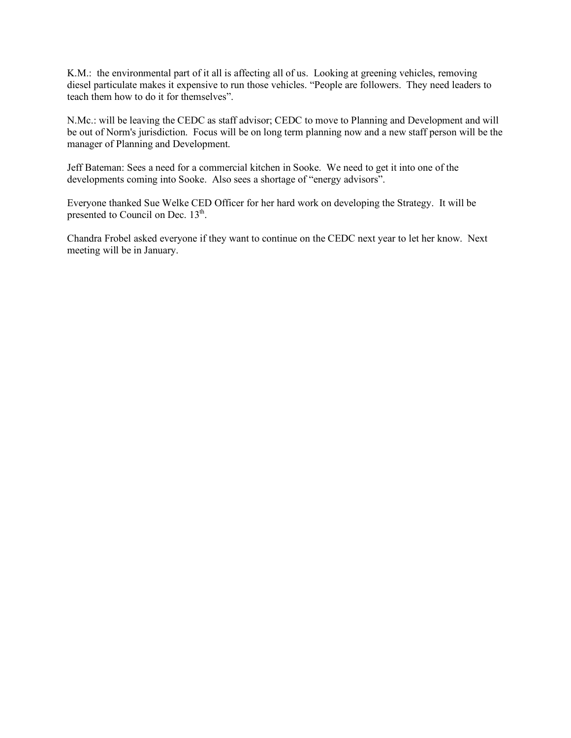K.M.: the environmental part of it all is affecting all of us. Looking at greening vehicles, removing diesel particulate makes it expensive to run those vehicles. "People are followers. They need leaders to teach them how to do it for themselves".

N.Mc.: will be leaving the CEDC as staff advisor; CEDC to move to Planning and Development and will be out of Norm's jurisdiction. Focus will be on long term planning now and a new staff person will be the manager of Planning and Development.

Jeff Bateman: Sees a need for a commercial kitchen in Sooke. We need to get it into one of the developments coming into Sooke. Also sees a shortage of "energy advisors".

Everyone thanked Sue Welke CED Officer for her hard work on developing the Strategy. It will be presented to Council on Dec. 13th.

Chandra Frobel asked everyone if they want to continue on the CEDC next year to let her know. Next meeting will be in January.